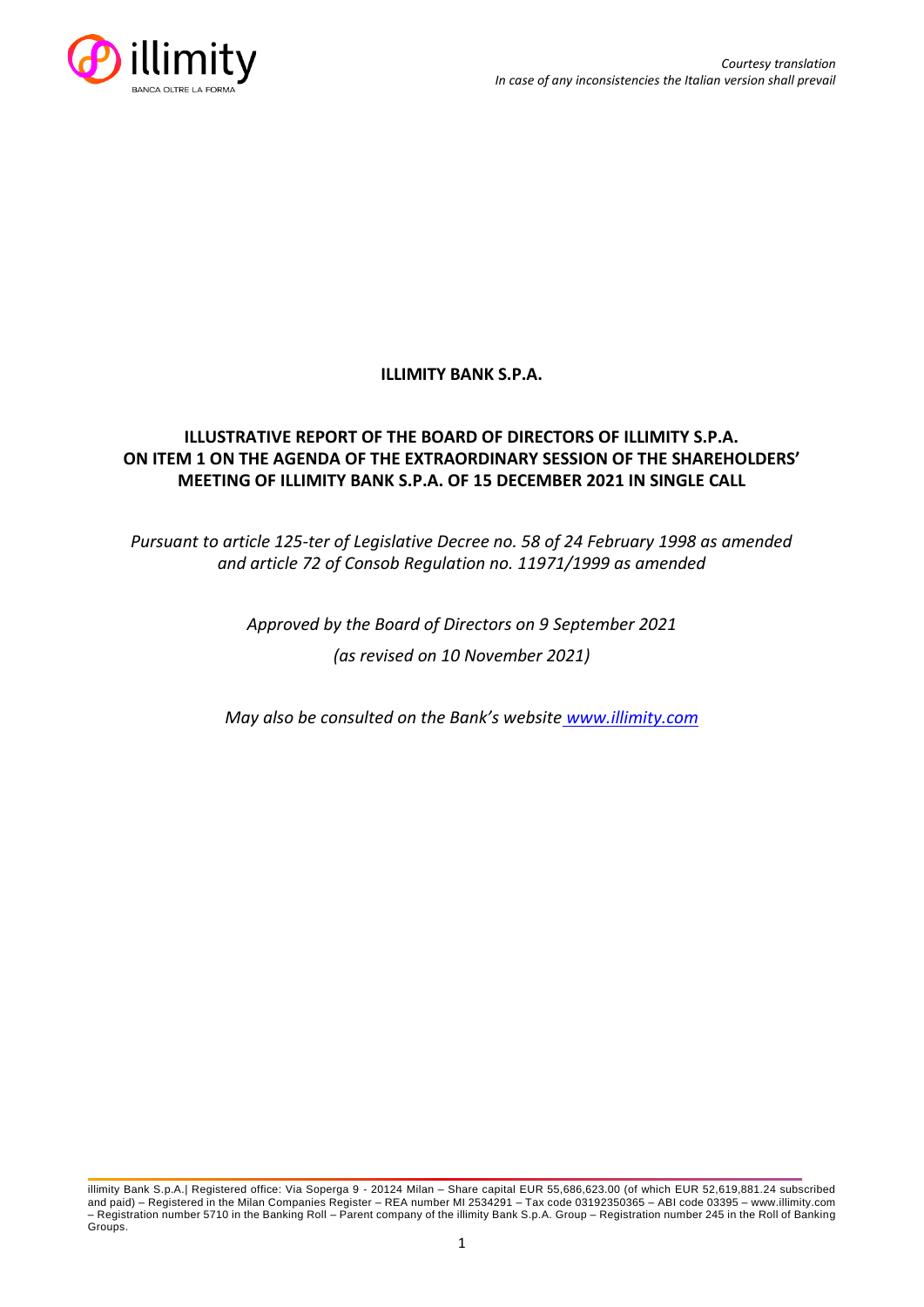*Courtesy translation*
*In case of any inconsistencies the Italian version shall prevail*

**ILLIMITY BANK S.P.A.**

# ILLUSTRATIVE REPORT OF THE BOARD OF DIRECTORS OF ILLIMITY S.P.A. ON ITEM 1 ON THE AGENDA OF THE EXTRAORDINARY SESSION OF THE SHAREHOLDERS' MEETING OF ILLIMITY BANK S.P.A. OF 15 DECEMBER 2021 IN SINGLE CALL

*Pursuant to article 125-ter of Legislative Decree no. 58 of 24 February 1998 as amended and article 72 of Consob Regulation no. 11971/1999 as amended*

*Approved by the Board of Directors on 9 September 2021*

*(as revised on 10 November 2021)*

*May also be consulted on the Bank's website www.illimity.com*

illimity Bank S.p.A.| Registered office: Via Soperga 9 - 20124 Milan – Share capital EUR 55,686,623.00 (of which EUR 52,619,881.24 subscribed and paid) – Registered in the Milan Companies Register – REA number MI 2534291 – Tax code 03192350365 – ABI code 03395 – www.illimity.com – Registration number 5710 in the Banking Roll – Parent company of the illimity Bank S.p.A. Group – Registration number 245 in the Roll of Banking Groups.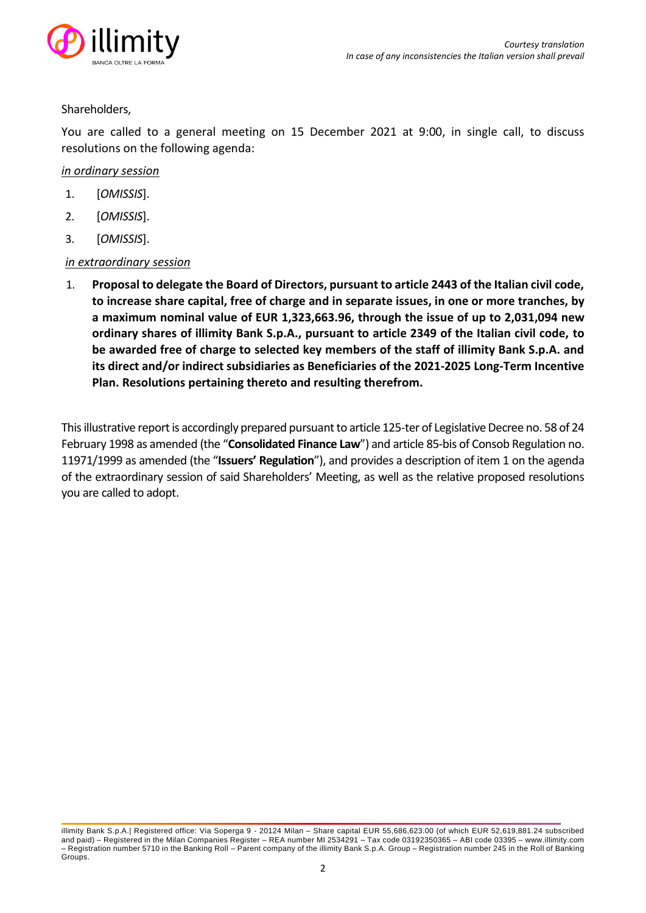Shareholders,

You are called to a general meeting on 15 December 2021 at 9:00, in single call, to discuss resolutions on the following agenda:

*in ordinary session*

1. [*OMISSIS*].
2. [*OMISSIS*].
3. [*OMISSIS*].

*in extraordinary session*

1. **Proposal to delegate the Board of Directors, pursuant to article 2443 of the Italian civil code, to increase share capital, free of charge and in separate issues, in one or more tranches, by a maximum nominal value of EUR 1,323,663.96, through the issue of up to 2,031,094 new ordinary shares of illimity Bank S.p.A., pursuant to article 2349 of the Italian civil code, to be awarded free of charge to selected key members of the staff of illimity Bank S.p.A. and its direct and/or indirect subsidiaries as Beneficiaries of the 2021-2025 Long-Term Incentive Plan. Resolutions pertaining thereto and resulting therefrom.**

This illustrative report is accordingly prepared pursuant to article 125-ter of Legislative Decree no. 58 of 24 February 1998 as amended (the "**Consolidated Finance Law**") and article 85-bis of Consob Regulation no. 11971/1999 as amended (the "**Issuers' Regulation**"), and provides a description of item 1 on the agenda of the extraordinary session of said Shareholders' Meeting, as well as the relative proposed resolutions you are called to adopt.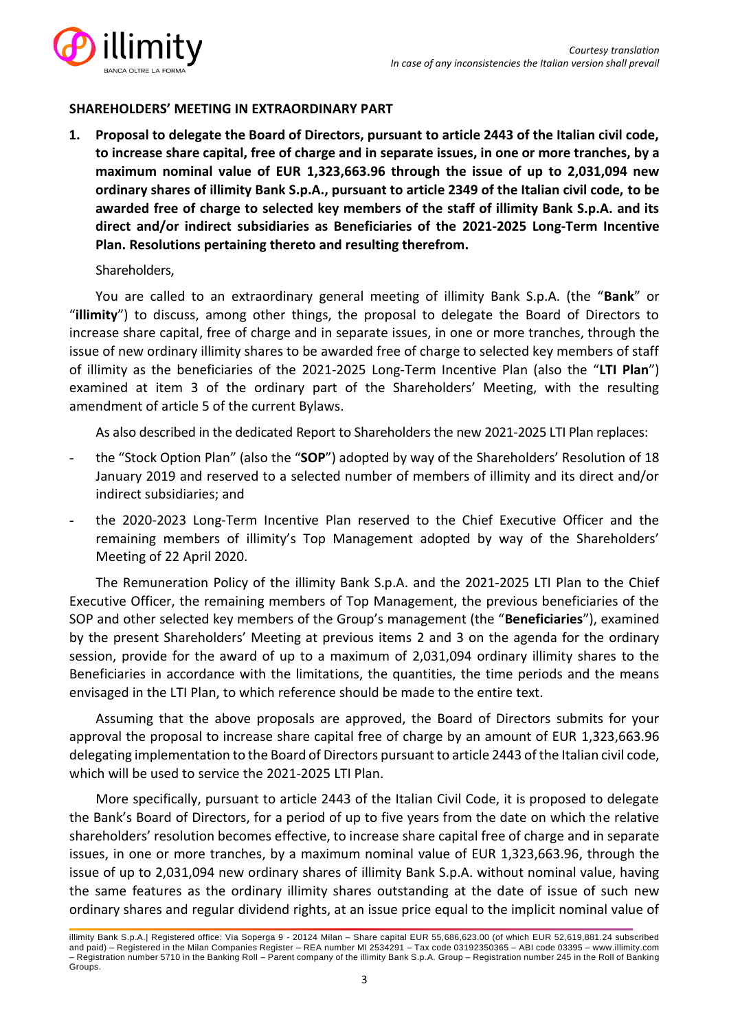## SHAREHOLDERS' MEETING IN EXTRAORDINARY PART

1. **Proposal to delegate the Board of Directors, pursuant to article 2443 of the Italian civil code, to increase share capital, free of charge and in separate issues, in one or more tranches, by a maximum nominal value of EUR 1,323,663.96 through the issue of up to 2,031,094 new ordinary shares of illimity Bank S.p.A., pursuant to article 2349 of the Italian civil code, to be awarded free of charge to selected key members of the staff of illimity Bank S.p.A. and its direct and/or indirect subsidiaries as Beneficiaries of the 2021-2025 Long-Term Incentive Plan. Resolutions pertaining thereto and resulting therefrom.**

Shareholders,

You are called to an extraordinary general meeting of illimity Bank S.p.A. (the "**Bank**" or "**illimity**") to discuss, among other things, the proposal to delegate the Board of Directors to increase share capital, free of charge and in separate issues, in one or more tranches, through the issue of new ordinary illimity shares to be awarded free of charge to selected key members of staff of illimity as the beneficiaries of the 2021-2025 Long-Term Incentive Plan (also the "**LTI Plan**") examined at item 3 of the ordinary part of the Shareholders' Meeting, with the resulting amendment of article 5 of the current Bylaws.

As also described in the dedicated Report to Shareholders the new 2021-2025 LTI Plan replaces:

- the "Stock Option Plan" (also the "**SOP**") adopted by way of the Shareholders' Resolution of 18 January 2019 and reserved to a selected number of members of illimity and its direct and/or indirect subsidiaries; and
- the 2020-2023 Long-Term Incentive Plan reserved to the Chief Executive Officer and the remaining members of illimity's Top Management adopted by way of the Shareholders' Meeting of 22 April 2020.

The Remuneration Policy of the illimity Bank S.p.A. and the 2021-2025 LTI Plan to the Chief Executive Officer, the remaining members of Top Management, the previous beneficiaries of the SOP and other selected key members of the Group's management (the "**Beneficiaries**"), examined by the present Shareholders' Meeting at previous items 2 and 3 on the agenda for the ordinary session, provide for the award of up to a maximum of 2,031,094 ordinary illimity shares to the Beneficiaries in accordance with the limitations, the quantities, the time periods and the means envisaged in the LTI Plan, to which reference should be made to the entire text.

Assuming that the above proposals are approved, the Board of Directors submits for your approval the proposal to increase share capital free of charge by an amount of EUR 1,323,663.96 delegating implementation to the Board of Directors pursuant to article 2443 of the Italian civil code, which will be used to service the 2021-2025 LTI Plan.

More specifically, pursuant to article 2443 of the Italian Civil Code, it is proposed to delegate the Bank's Board of Directors, for a period of up to five years from the date on which the relative shareholders' resolution becomes effective, to increase share capital free of charge and in separate issues, in one or more tranches, by a maximum nominal value of EUR 1,323,663.96, through the issue of up to 2,031,094 new ordinary shares of illimity Bank S.p.A. without nominal value, having the same features as the ordinary illimity shares outstanding at the date of issue of such new ordinary shares and regular dividend rights, at an issue price equal to the implicit nominal value of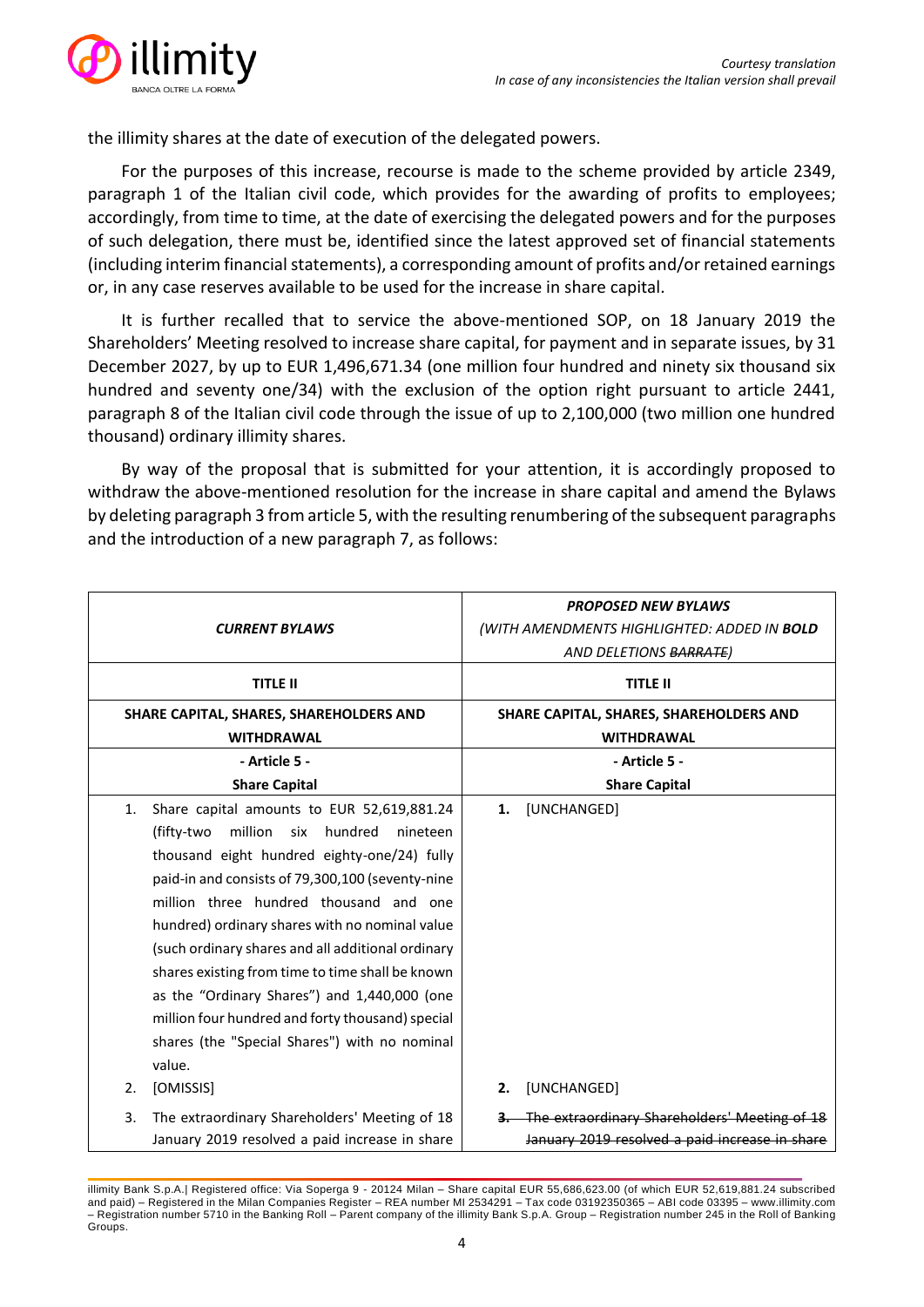the illimity shares at the date of execution of the delegated powers.

For the purposes of this increase, recourse is made to the scheme provided by article 2349, paragraph 1 of the Italian civil code, which provides for the awarding of profits to employees; accordingly, from time to time, at the date of exercising the delegated powers and for the purposes of such delegation, there must be, identified since the latest approved set of financial statements (including interim financial statements), a corresponding amount of profits and/or retained earnings or, in any case reserves available to be used for the increase in share capital.

It is further recalled that to service the above-mentioned SOP, on 18 January 2019 the Shareholders' Meeting resolved to increase share capital, for payment and in separate issues, by 31 December 2027, by up to EUR 1,496,671.34 (one million four hundred and ninety six thousand six hundred and seventy one/34) with the exclusion of the option right pursuant to article 2441, paragraph 8 of the Italian civil code through the issue of up to 2,100,000 (two million one hundred thousand) ordinary illimity shares.

By way of the proposal that is submitted for your attention, it is accordingly proposed to withdraw the above-mentioned resolution for the increase in share capital and amend the Bylaws by deleting paragraph 3 from article 5, with the resulting renumbering of the subsequent paragraphs and the introduction of a new paragraph 7, as follows:

| ***CURRENT BYLAWS*** | ***PROPOSED NEW BYLAWS*** *(WITH AMENDMENTS HIGHLIGHTED: ADDED IN* ***BOLD*** *AND DELETIONS ~~BARRATE~~)* |
|---|---|
| **TITLE II** | **TITLE II** |
| **SHARE CAPITAL, SHARES, SHAREHOLDERS AND WITHDRAWAL** | **SHARE CAPITAL, SHARES, SHAREHOLDERS AND WITHDRAWAL** |
| **- Article 5 -** **Share Capital** | **- Article 5 -** **Share Capital** |
| 1. Share capital amounts to EUR 52,619,881.24 (fifty-two million six hundred nineteen thousand eight hundred eighty-one/24) fully paid-in and consists of 79,300,100 (seventy-nine million three hundred thousand and one hundred) ordinary shares with no nominal value (such ordinary shares and all additional ordinary shares existing from time to time shall be known as the "Ordinary Shares") and 1,440,000 (one million four hundred and forty thousand) special shares (the "Special Shares") with no nominal value. | **1.** [UNCHANGED] |
| 2. [OMISSIS] | **2.** [UNCHANGED] |
| 3. The extraordinary Shareholders' Meeting of 18 January 2019 resolved a paid increase in share | ~~3. The extraordinary Shareholders' Meeting of 18 January 2019 resolved a paid increase in share~~ |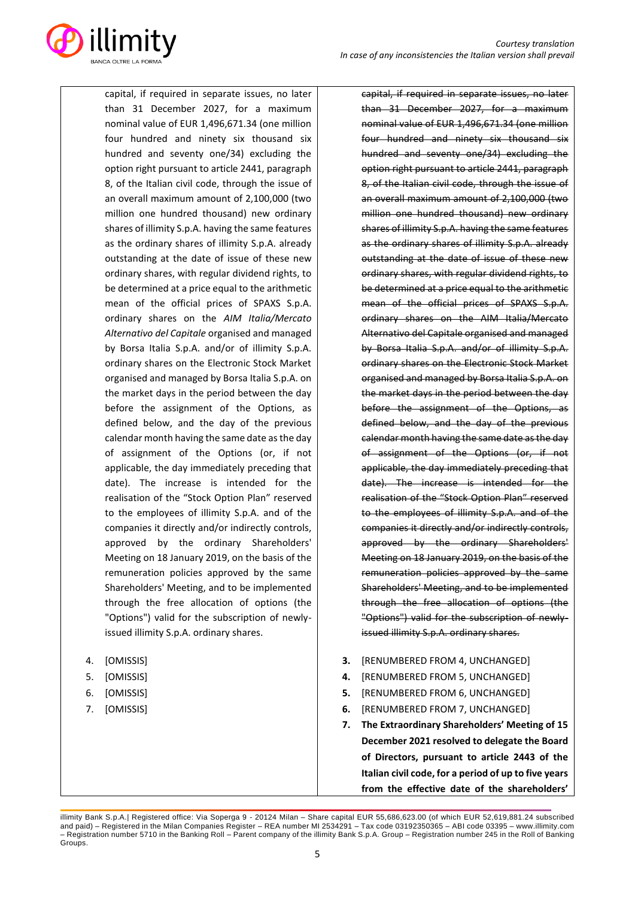| | |
|---|---|
| capital, if required in separate issues, no later than 31 December 2027, for a maximum nominal value of EUR 1,496,671.34 (one million four hundred and ninety six thousand six hundred and seventy one/34) excluding the option right pursuant to article 2441, paragraph 8, of the Italian civil code, through the issue of an overall maximum amount of 2,100,000 (two million one hundred thousand) new ordinary shares of illimity S.p.A. having the same features as the ordinary shares of illimity S.p.A. already outstanding at the date of issue of these new ordinary shares, with regular dividend rights, to be determined at a price equal to the arithmetic mean of the official prices of SPAXS S.p.A. ordinary shares on the *AIM Italia/Mercato Alternativo del Capitale* organised and managed by Borsa Italia S.p.A. and/or of illimity S.p.A. ordinary shares on the Electronic Stock Market organised and managed by Borsa Italia S.p.A. on the market days in the period between the day before the assignment of the Options, as defined below, and the day of the previous calendar month having the same date as the day of assignment of the Options (or, if not applicable, the day immediately preceding that date). The increase is intended for the realisation of the "Stock Option Plan" reserved to the employees of illimity S.p.A. and of the companies it directly and/or indirectly controls, approved by the ordinary Shareholders' Meeting on 18 January 2019, on the basis of the remuneration policies approved by the same Shareholders' Meeting, and to be implemented through the free allocation of options (the "Options") valid for the subscription of newly-issued illimity S.p.A. ordinary shares.<br><br>4. [OMISSIS]<br>5. [OMISSIS]<br>6. [OMISSIS]<br>7. [OMISSIS] | ~~capital, if required in separate issues, no later than 31 December 2027, for a maximum nominal value of EUR 1,496,671.34 (one million four hundred and ninety six thousand six hundred and seventy one/34) excluding the option right pursuant to article 2441, paragraph 8, of the Italian civil code, through the issue of an overall maximum amount of 2,100,000 (two million one hundred thousand) new ordinary shares of illimity S.p.A. having the same features as the ordinary shares of illimity S.p.A. already outstanding at the date of issue of these new ordinary shares, with regular dividend rights, to be determined at a price equal to the arithmetic mean of the official prices of SPAXS S.p.A. ordinary shares on the AIM Italia/Mercato Alternativo del Capitale organised and managed by Borsa Italia S.p.A. and/or of illimity S.p.A. ordinary shares on the Electronic Stock Market organised and managed by Borsa Italia S.p.A. on the market days in the period between the day before the assignment of the Options, as defined below, and the day of the previous calendar month having the same date as the day of assignment of the Options (or, if not applicable, the day immediately preceding that date). The increase is intended for the realisation of the "Stock Option Plan" reserved to the employees of illimity S.p.A. and of the companies it directly and/or indirectly controls, approved by the ordinary Shareholders' Meeting on 18 January 2019, on the basis of the remuneration policies approved by the same Shareholders' Meeting, and to be implemented through the free allocation of options (the "Options") valid for the subscription of newly-issued illimity S.p.A. ordinary shares.~~<br><br>**3.** [RENUMBERED FROM 4, UNCHANGED]<br>**4.** [RENUMBERED FROM 5, UNCHANGED]<br>**5.** [RENUMBERED FROM 6, UNCHANGED]<br>**6.** [RENUMBERED FROM 7, UNCHANGED]<br>**7. The Extraordinary Shareholders' Meeting of 15 December 2021 resolved to delegate the Board of Directors, pursuant to article 2443 of the Italian civil code, for a period of up to five years from the effective date of the shareholders'** |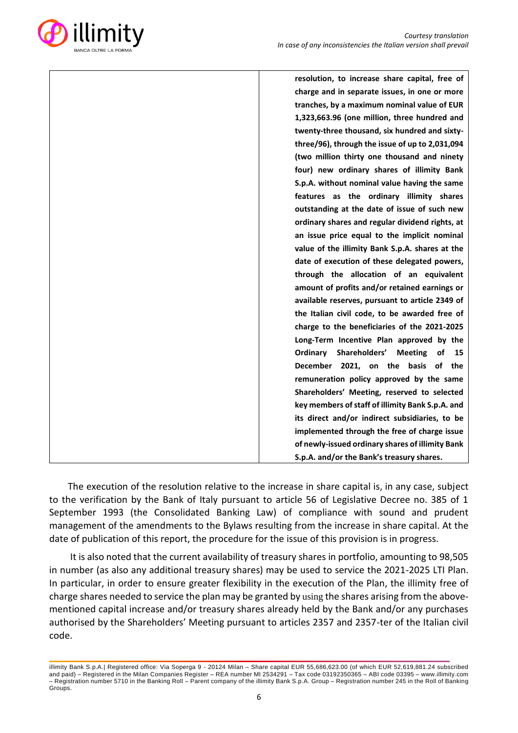|  | **resolution, to increase share capital, free of charge and in separate issues, in one or more tranches, by a maximum nominal value of EUR 1,323,663.96 (one million, three hundred and twenty-three thousand, six hundred and sixty-three/96), through the issue of up to 2,031,094 (two million thirty one thousand and ninety four) new ordinary shares of illimity Bank S.p.A. without nominal value having the same features as the ordinary illimity shares outstanding at the date of issue of such new ordinary shares and regular dividend rights, at an issue price equal to the implicit nominal value of the illimity Bank S.p.A. shares at the date of execution of these delegated powers, through the allocation of an equivalent amount of profits and/or retained earnings or available reserves, pursuant to article 2349 of the Italian civil code, to be awarded free of charge to the beneficiaries of the 2021-2025 Long-Term Incentive Plan approved by the Ordinary Shareholders' Meeting of 15 December 2021, on the basis of the remuneration policy approved by the same Shareholders' Meeting, reserved to selected key members of staff of illimity Bank S.p.A. and its direct and/or indirect subsidiaries, to be implemented through the free of charge issue of newly-issued ordinary shares of illimity Bank S.p.A. and/or the Bank's treasury shares.** |
|---|---|

The execution of the resolution relative to the increase in share capital is, in any case, subject to the verification by the Bank of Italy pursuant to article 56 of Legislative Decree no. 385 of 1 September 1993 (the Consolidated Banking Law) of compliance with sound and prudent management of the amendments to the Bylaws resulting from the increase in share capital. At the date of publication of this report, the procedure for the issue of this provision is in progress.

It is also noted that the current availability of treasury shares in portfolio, amounting to 98,505 in number (as also any additional treasury shares) may be used to service the 2021-2025 LTI Plan. In particular, in order to ensure greater flexibility in the execution of the Plan, the illimity free of charge shares needed to service the plan may be granted by using the shares arising from the above-mentioned capital increase and/or treasury shares already held by the Bank and/or any purchases authorised by the Shareholders' Meeting pursuant to articles 2357 and 2357-ter of the Italian civil code.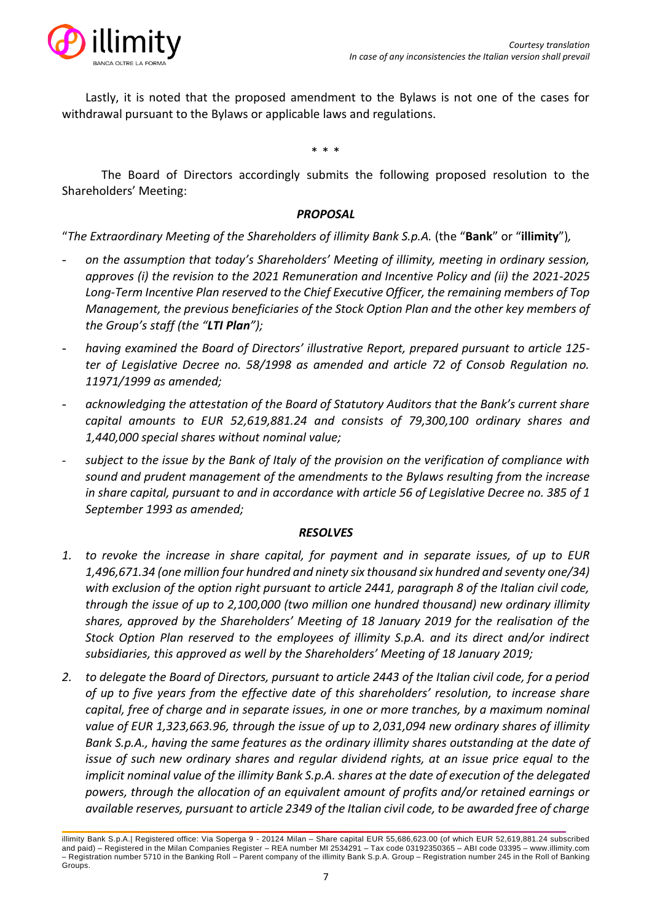Lastly, it is noted that the proposed amendment to the Bylaws is not one of the cases for withdrawal pursuant to the Bylaws or applicable laws and regulations.

\* \* \*

The Board of Directors accordingly submits the following proposed resolution to the Shareholders' Meeting:

***PROPOSAL***

"*The Extraordinary Meeting of the Shareholders of illimity Bank S.p.A.* (the "**Bank**" or "**illimity**")*,*

- *on the assumption that today's Shareholders' Meeting of illimity, meeting in ordinary session, approves (i) the revision to the 2021 Remuneration and Incentive Policy and (ii) the 2021-2025 Long-Term Incentive Plan reserved to the Chief Executive Officer, the remaining members of Top Management, the previous beneficiaries of the Stock Option Plan and the other key members of the Group's staff (the "**LTI Plan**");*
- *having examined the Board of Directors' illustrative Report, prepared pursuant to article 125-ter of Legislative Decree no. 58/1998 as amended and article 72 of Consob Regulation no. 11971/1999 as amended;*
- *acknowledging the attestation of the Board of Statutory Auditors that the Bank's current share capital amounts to EUR 52,619,881.24 and consists of 79,300,100 ordinary shares and 1,440,000 special shares without nominal value;*
- *subject to the issue by the Bank of Italy of the provision on the verification of compliance with sound and prudent management of the amendments to the Bylaws resulting from the increase in share capital, pursuant to and in accordance with article 56 of Legislative Decree no. 385 of 1 September 1993 as amended;*

***RESOLVES***

1. *to revoke the increase in share capital, for payment and in separate issues, of up to EUR 1,496,671.34 (one million four hundred and ninety six thousand six hundred and seventy one/34) with exclusion of the option right pursuant to article 2441, paragraph 8 of the Italian civil code, through the issue of up to 2,100,000 (two million one hundred thousand) new ordinary illimity shares, approved by the Shareholders' Meeting of 18 January 2019 for the realisation of the Stock Option Plan reserved to the employees of illimity S.p.A. and its direct and/or indirect subsidiaries, this approved as well by the Shareholders' Meeting of 18 January 2019;*
2. *to delegate the Board of Directors, pursuant to article 2443 of the Italian civil code, for a period of up to five years from the effective date of this shareholders' resolution, to increase share capital, free of charge and in separate issues, in one or more tranches, by a maximum nominal value of EUR 1,323,663.96, through the issue of up to 2,031,094 new ordinary shares of illimity Bank S.p.A., having the same features as the ordinary illimity shares outstanding at the date of issue of such new ordinary shares and regular dividend rights, at an issue price equal to the implicit nominal value of the illimity Bank S.p.A. shares at the date of execution of the delegated powers, through the allocation of an equivalent amount of profits and/or retained earnings or available reserves, pursuant to article 2349 of the Italian civil code, to be awarded free of charge*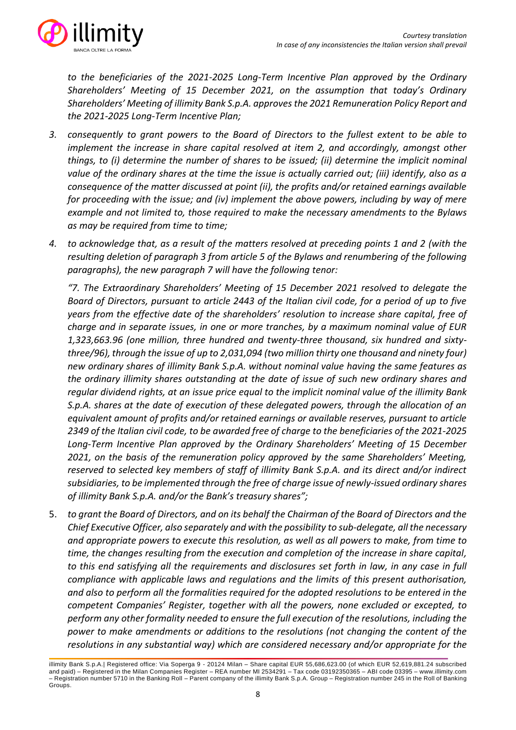*to the beneficiaries of the 2021-2025 Long-Term Incentive Plan approved by the Ordinary Shareholders' Meeting of 15 December 2021, on the assumption that today's Ordinary Shareholders' Meeting of illimity Bank S.p.A. approves the 2021 Remuneration Policy Report and the 2021-2025 Long-Term Incentive Plan;*

3. *consequently to grant powers to the Board of Directors to the fullest extent to be able to implement the increase in share capital resolved at item 2, and accordingly, amongst other things, to (i) determine the number of shares to be issued; (ii) determine the implicit nominal value of the ordinary shares at the time the issue is actually carried out; (iii) identify, also as a consequence of the matter discussed at point (ii), the profits and/or retained earnings available for proceeding with the issue; and (iv) implement the above powers, including by way of mere example and not limited to, those required to make the necessary amendments to the Bylaws as may be required from time to time;*

4. *to acknowledge that, as a result of the matters resolved at preceding points 1 and 2 (with the resulting deletion of paragraph 3 from article 5 of the Bylaws and renumbering of the following paragraphs), the new paragraph 7 will have the following tenor:*

   *"7. The Extraordinary Shareholders' Meeting of 15 December 2021 resolved to delegate the Board of Directors, pursuant to article 2443 of the Italian civil code, for a period of up to five years from the effective date of the shareholders' resolution to increase share capital, free of charge and in separate issues, in one or more tranches, by a maximum nominal value of EUR 1,323,663.96 (one million, three hundred and twenty-three thousand, six hundred and sixty-three/96), through the issue of up to 2,031,094 (two million thirty one thousand and ninety four) new ordinary shares of illimity Bank S.p.A. without nominal value having the same features as the ordinary illimity shares outstanding at the date of issue of such new ordinary shares and regular dividend rights, at an issue price equal to the implicit nominal value of the illimity Bank S.p.A. shares at the date of execution of these delegated powers, through the allocation of an equivalent amount of profits and/or retained earnings or available reserves, pursuant to article 2349 of the Italian civil code, to be awarded free of charge to the beneficiaries of the 2021-2025 Long-Term Incentive Plan approved by the Ordinary Shareholders' Meeting of 15 December 2021, on the basis of the remuneration policy approved by the same Shareholders' Meeting, reserved to selected key members of staff of illimity Bank S.p.A. and its direct and/or indirect subsidiaries, to be implemented through the free of charge issue of newly-issued ordinary shares of illimity Bank S.p.A. and/or the Bank's treasury shares";*

5. *to grant the Board of Directors, and on its behalf the Chairman of the Board of Directors and the Chief Executive Officer, also separately and with the possibility to sub-delegate, all the necessary and appropriate powers to execute this resolution, as well as all powers to make, from time to time, the changes resulting from the execution and completion of the increase in share capital, to this end satisfying all the requirements and disclosures set forth in law, in any case in full compliance with applicable laws and regulations and the limits of this present authorisation, and also to perform all the formalities required for the adopted resolutions to be entered in the competent Companies' Register, together with all the powers, none excluded or excepted, to perform any other formality needed to ensure the full execution of the resolutions, including the power to make amendments or additions to the resolutions (not changing the content of the resolutions in any substantial way) which are considered necessary and/or appropriate for the*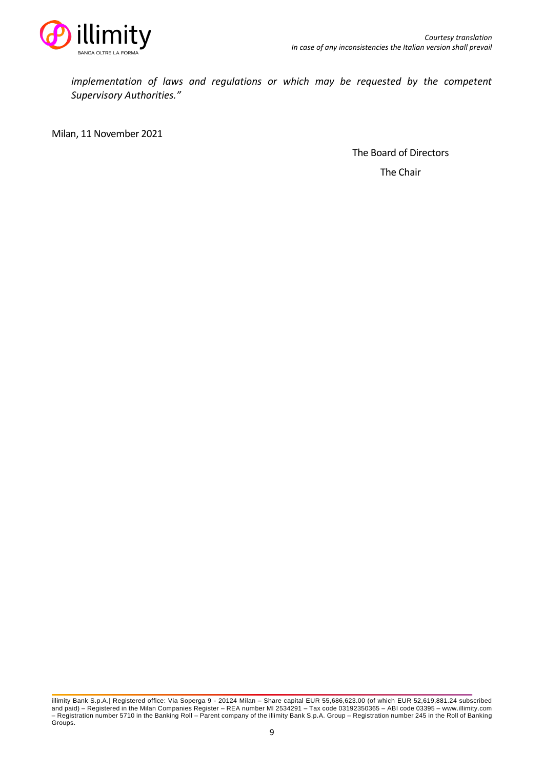*implementation of laws and regulations or which may be requested by the competent Supervisory Authorities."*

Milan, 11 November 2021

The Board of Directors

The Chair